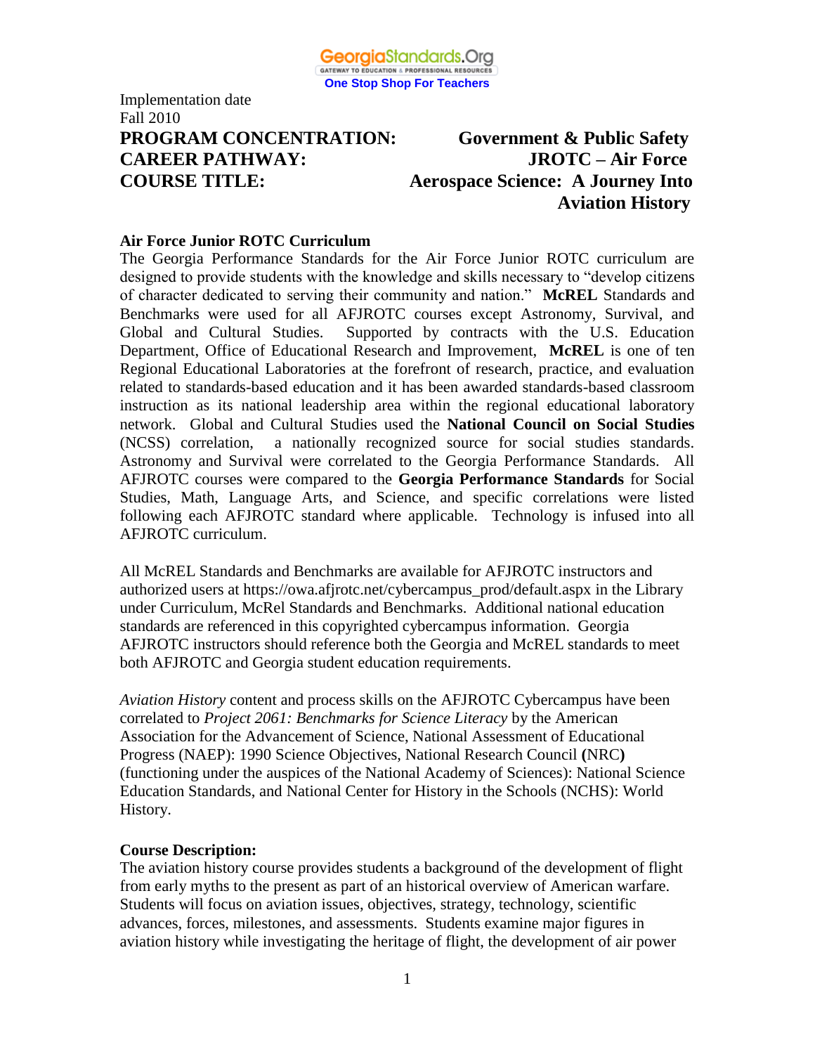GeorgiaStandards.Org
GATEWAY TO EDUCATION & PROFESSIONAL RESOURCES
One Stop Shop For Teachers

Implementation date
Fall 2010

**PROGRAM CONCENTRATION: Government & Public Safety**
**CAREER PATHWAY: JROTC – Air Force**
**COURSE TITLE: Aerospace Science: A Journey Into Aviation History**

**Air Force Junior ROTC Curriculum**

The Georgia Performance Standards for the Air Force Junior ROTC curriculum are designed to provide students with the knowledge and skills necessary to "develop citizens of character dedicated to serving their community and nation." **McREL** Standards and Benchmarks were used for all AFJROTC courses except Astronomy, Survival, and Global and Cultural Studies. Supported by contracts with the U.S. Education Department, Office of Educational Research and Improvement, **McREL** is one of ten Regional Educational Laboratories at the forefront of research, practice, and evaluation related to standards-based education and it has been awarded standards-based classroom instruction as its national leadership area within the regional educational laboratory network. Global and Cultural Studies used the **National Council on Social Studies** (NCSS) correlation, a nationally recognized source for social studies standards. Astronomy and Survival were correlated to the Georgia Performance Standards. All AFJROTC courses were compared to the **Georgia Performance Standards** for Social Studies, Math, Language Arts, and Science, and specific correlations were listed following each AFJROTC standard where applicable. Technology is infused into all AFJROTC curriculum.

All McREL Standards and Benchmarks are available for AFJROTC instructors and authorized users at https://owa.afjrotc.net/cybercampus_prod/default.aspx in the Library under Curriculum, McRel Standards and Benchmarks. Additional national education standards are referenced in this copyrighted cybercampus information. Georgia AFJROTC instructors should reference both the Georgia and McREL standards to meet both AFJROTC and Georgia student education requirements.

*Aviation History* content and process skills on the AFJROTC Cybercampus have been correlated to *Project 2061: Benchmarks for Science Literacy* by the American Association for the Advancement of Science, National Assessment of Educational Progress (NAEP): 1990 Science Objectives, National Research Council **(**NRC**)** (functioning under the auspices of the National Academy of Sciences): National Science Education Standards, and National Center for History in the Schools (NCHS): World History.

**Course Description:**

The aviation history course provides students a background of the development of flight from early myths to the present as part of an historical overview of American warfare. Students will focus on aviation issues, objectives, strategy, technology, scientific advances, forces, milestones, and assessments. Students examine major figures in aviation history while investigating the heritage of flight, the development of air power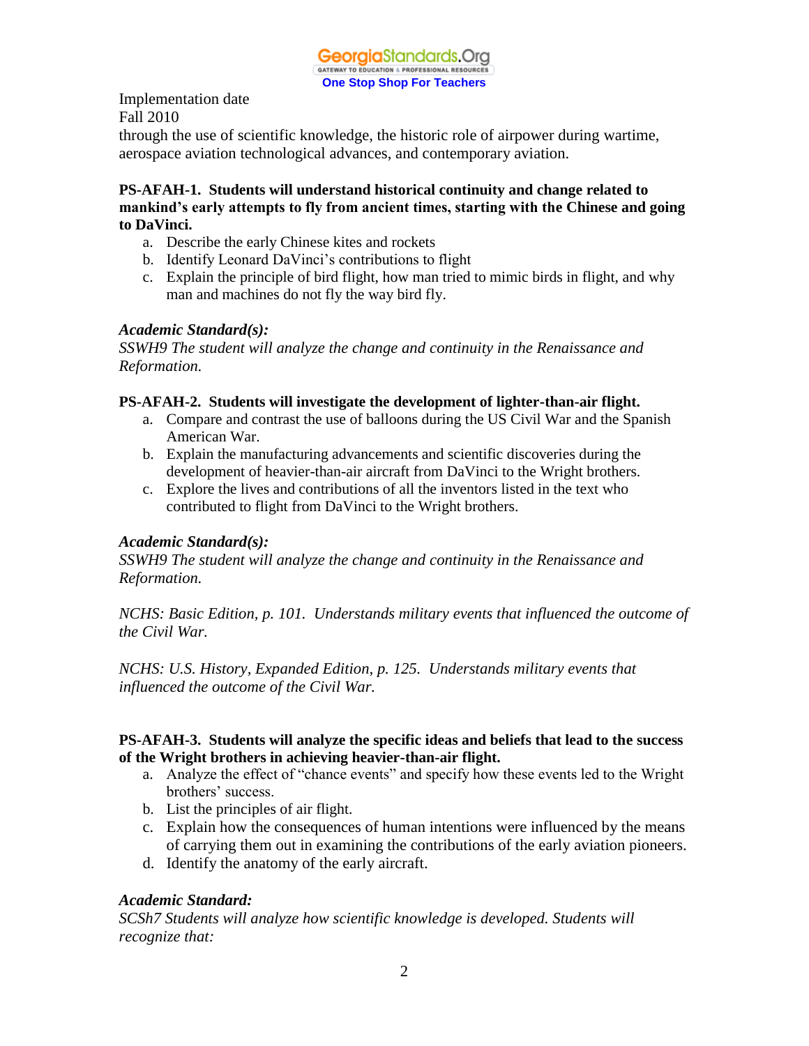Implementation date
Fall 2010
through the use of scientific knowledge, the historic role of airpower during wartime, aerospace aviation technological advances, and contemporary aviation.

**PS-AFAH-1. Students will understand historical continuity and change related to mankind's early attempts to fly from ancient times, starting with the Chinese and going to DaVinci.**

a. Describe the early Chinese kites and rockets
b. Identify Leonard DaVinci's contributions to flight
c. Explain the principle of bird flight, how man tried to mimic birds in flight, and why man and machines do not fly the way bird fly.

***Academic Standard(s):***
*SSWH9 The student will analyze the change and continuity in the Renaissance and Reformation.*

**PS-AFAH-2. Students will investigate the development of lighter-than-air flight.**

a. Compare and contrast the use of balloons during the US Civil War and the Spanish American War.
b. Explain the manufacturing advancements and scientific discoveries during the development of heavier-than-air aircraft from DaVinci to the Wright brothers.
c. Explore the lives and contributions of all the inventors listed in the text who contributed to flight from DaVinci to the Wright brothers.

***Academic Standard(s):***
*SSWH9 The student will analyze the change and continuity in the Renaissance and Reformation.*

*NCHS: Basic Edition, p. 101. Understands military events that influenced the outcome of the Civil War.*

*NCHS: U.S. History, Expanded Edition, p. 125. Understands military events that influenced the outcome of the Civil War.*

**PS-AFAH-3. Students will analyze the specific ideas and beliefs that lead to the success of the Wright brothers in achieving heavier-than-air flight.**

a. Analyze the effect of "chance events" and specify how these events led to the Wright brothers' success.
b. List the principles of air flight.
c. Explain how the consequences of human intentions were influenced by the means of carrying them out in examining the contributions of the early aviation pioneers.
d. Identify the anatomy of the early aircraft.

***Academic Standard:***
*SCSh7 Students will analyze how scientific knowledge is developed. Students will recognize that:*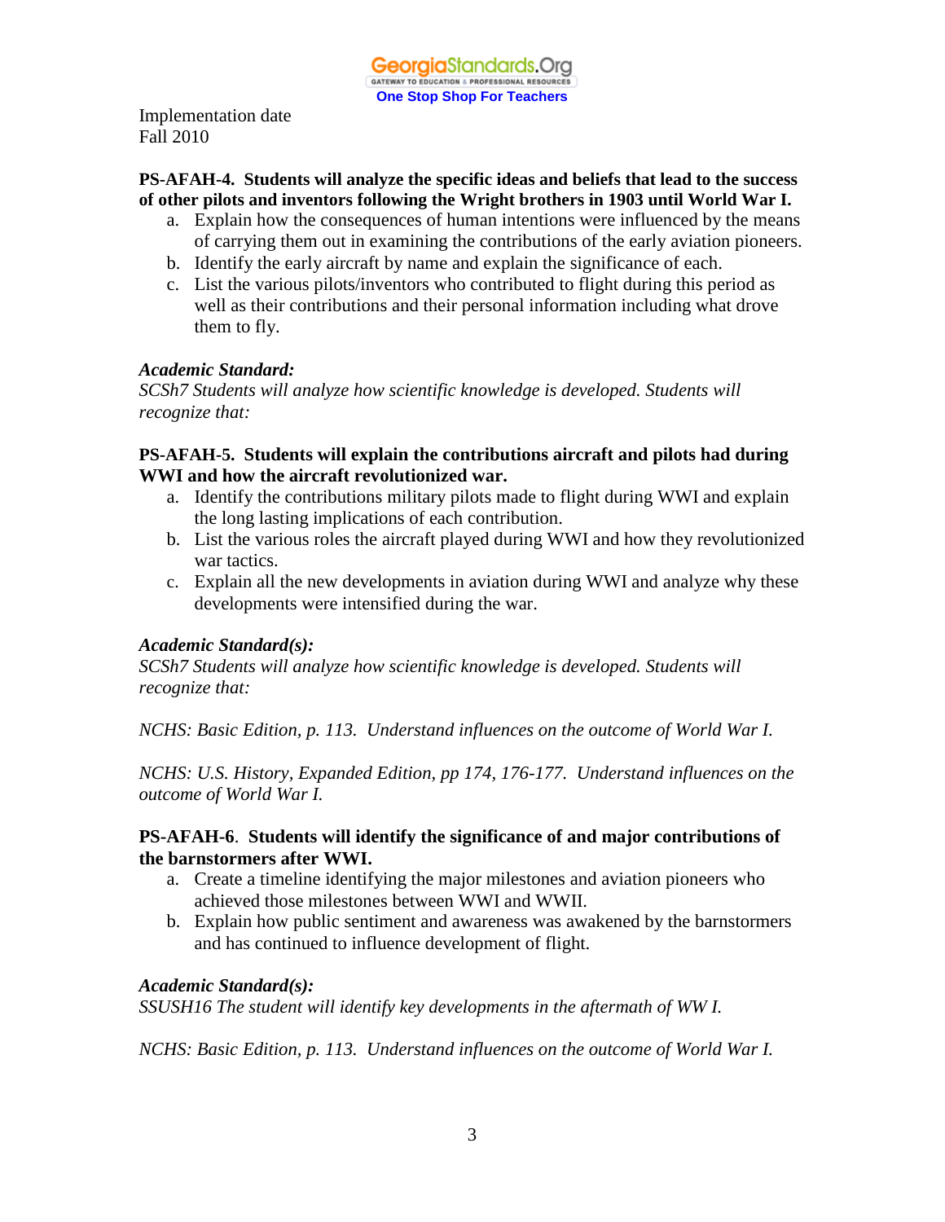Implementation date
Fall 2010

**PS-AFAH-4. Students will analyze the specific ideas and beliefs that lead to the success of other pilots and inventors following the Wright brothers in 1903 until World War I.**

a. Explain how the consequences of human intentions were influenced by the means of carrying them out in examining the contributions of the early aviation pioneers.
b. Identify the early aircraft by name and explain the significance of each.
c. List the various pilots/inventors who contributed to flight during this period as well as their contributions and their personal information including what drove them to fly.

***Academic Standard:***
*SCSh7 Students will analyze how scientific knowledge is developed. Students will recognize that:*

**PS-AFAH-5. Students will explain the contributions aircraft and pilots had during WWI and how the aircraft revolutionized war.**

a. Identify the contributions military pilots made to flight during WWI and explain the long lasting implications of each contribution.
b. List the various roles the aircraft played during WWI and how they revolutionized war tactics.
c. Explain all the new developments in aviation during WWI and analyze why these developments were intensified during the war.

***Academic Standard(s):***
*SCSh7 Students will analyze how scientific knowledge is developed. Students will recognize that:*

*NCHS: Basic Edition, p. 113. Understand influences on the outcome of World War I.*

*NCHS: U.S. History, Expanded Edition, pp 174, 176-177. Understand influences on the outcome of World War I.*

**PS-AFAH-6**. **Students will identify the significance of and major contributions of the barnstormers after WWI.**

a. Create a timeline identifying the major milestones and aviation pioneers who achieved those milestones between WWI and WWII.
b. Explain how public sentiment and awareness was awakened by the barnstormers and has continued to influence development of flight.

***Academic Standard(s):***
*SSUSH16 The student will identify key developments in the aftermath of WW I.*

*NCHS: Basic Edition, p. 113. Understand influences on the outcome of World War I.*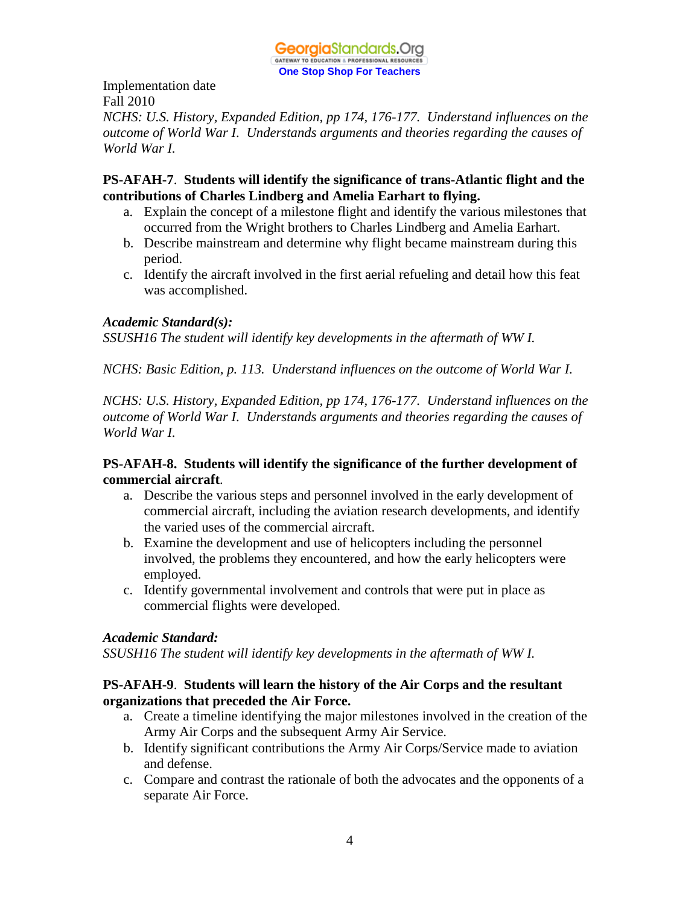Implementation date
Fall 2010
*NCHS: U.S. History, Expanded Edition, pp 174, 176-177. Understand influences on the outcome of World War I. Understands arguments and theories regarding the causes of World War I.*

**PS-AFAH-7. Students will identify the significance of trans-Atlantic flight and the contributions of Charles Lindberg and Amelia Earhart to flying.**

a. Explain the concept of a milestone flight and identify the various milestones that occurred from the Wright brothers to Charles Lindberg and Amelia Earhart.
b. Describe mainstream and determine why flight became mainstream during this period.
c. Identify the aircraft involved in the first aerial refueling and detail how this feat was accomplished.

***Academic Standard(s):***
*SSUSH16 The student will identify key developments in the aftermath of WW I.*

*NCHS: Basic Edition, p. 113. Understand influences on the outcome of World War I.*

*NCHS: U.S. History, Expanded Edition, pp 174, 176-177. Understand influences on the outcome of World War I. Understands arguments and theories regarding the causes of World War I.*

**PS-AFAH-8. Students will identify the significance of the further development of commercial aircraft.**

a. Describe the various steps and personnel involved in the early development of commercial aircraft, including the aviation research developments, and identify the varied uses of the commercial aircraft.
b. Examine the development and use of helicopters including the personnel involved, the problems they encountered, and how the early helicopters were employed.
c. Identify governmental involvement and controls that were put in place as commercial flights were developed.

***Academic Standard:***
*SSUSH16 The student will identify key developments in the aftermath of WW I.*

**PS-AFAH-9. Students will learn the history of the Air Corps and the resultant organizations that preceded the Air Force.**

a. Create a timeline identifying the major milestones involved in the creation of the Army Air Corps and the subsequent Army Air Service.
b. Identify significant contributions the Army Air Corps/Service made to aviation and defense.
c. Compare and contrast the rationale of both the advocates and the opponents of a separate Air Force.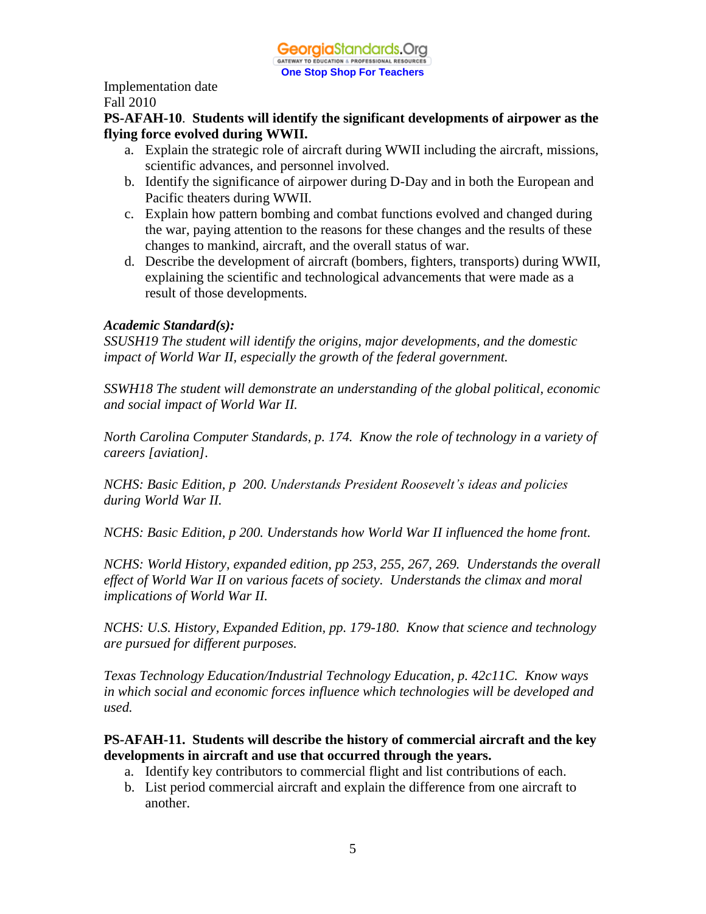Implementation date
Fall 2010

**PS-AFAH-10**. **Students will identify the significant developments of airpower as the flying force evolved during WWII.**

a. Explain the strategic role of aircraft during WWII including the aircraft, missions, scientific advances, and personnel involved.
b. Identify the significance of airpower during D-Day and in both the European and Pacific theaters during WWII.
c. Explain how pattern bombing and combat functions evolved and changed during the war, paying attention to the reasons for these changes and the results of these changes to mankind, aircraft, and the overall status of war.
d. Describe the development of aircraft (bombers, fighters, transports) during WWII, explaining the scientific and technological advancements that were made as a result of those developments.

***Academic Standard(s):***

*SSUSH19 The student will identify the origins, major developments, and the domestic impact of World War II, especially the growth of the federal government.*

*SSWH18 The student will demonstrate an understanding of the global political, economic and social impact of World War II.*

*North Carolina Computer Standards, p. 174. Know the role of technology in a variety of careers [aviation].*

*NCHS: Basic Edition, p 200. Understands President Roosevelt's ideas and policies during World War II.*

*NCHS: Basic Edition, p 200. Understands how World War II influenced the home front.*

*NCHS: World History, expanded edition, pp 253, 255, 267, 269. Understands the overall effect of World War II on various facets of society. Understands the climax and moral implications of World War II.*

*NCHS: U.S. History, Expanded Edition, pp. 179-180. Know that science and technology are pursued for different purposes.*

*Texas Technology Education/Industrial Technology Education, p. 42c11C. Know ways in which social and economic forces influence which technologies will be developed and used.*

**PS-AFAH-11. Students will describe the history of commercial aircraft and the key developments in aircraft and use that occurred through the years.**

a. Identify key contributors to commercial flight and list contributions of each.
b. List period commercial aircraft and explain the difference from one aircraft to another.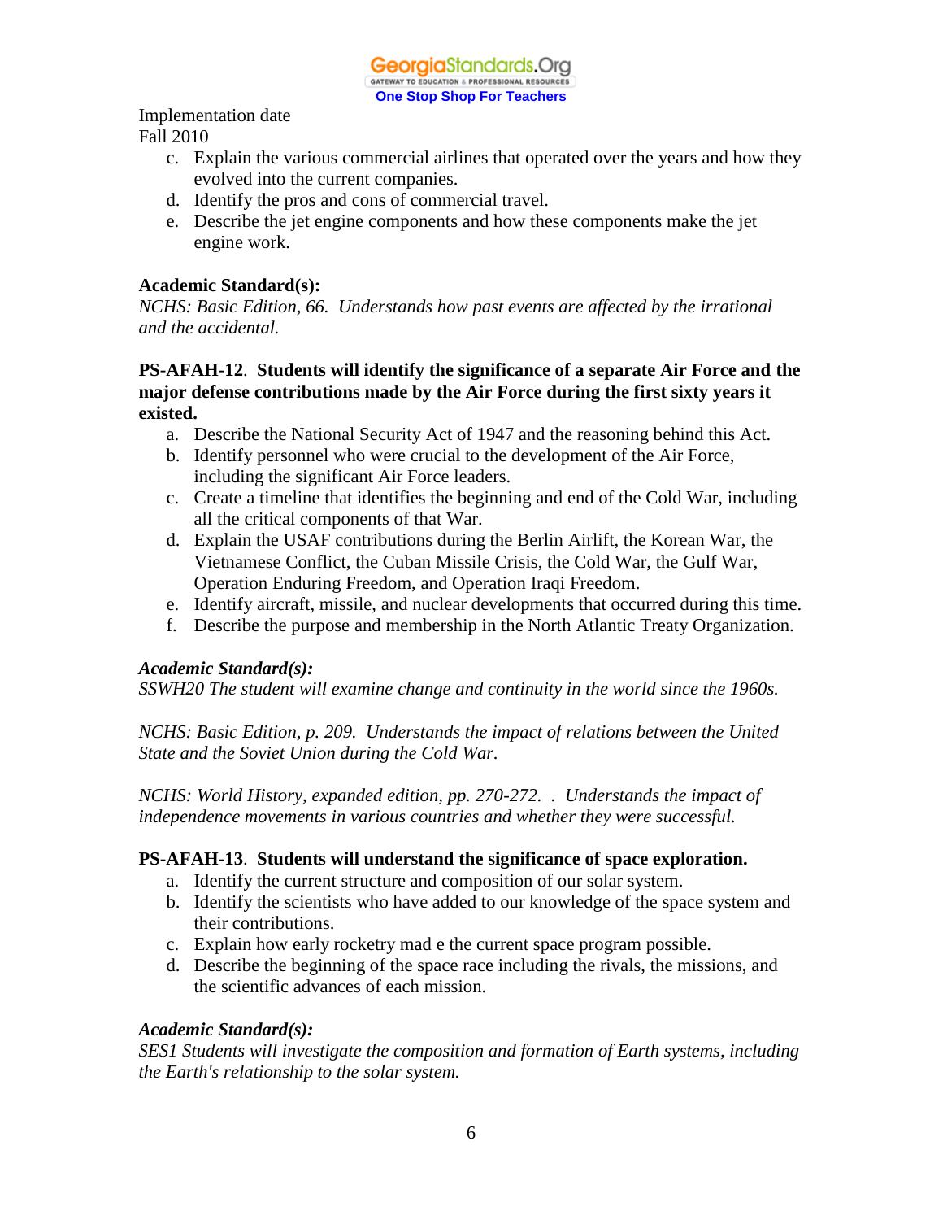Implementation date
Fall 2010

c. Explain the various commercial airlines that operated over the years and how they evolved into the current companies.
d. Identify the pros and cons of commercial travel.
e. Describe the jet engine components and how these components make the jet engine work.

**Academic Standard(s):**
*NCHS: Basic Edition, 66. Understands how past events are affected by the irrational and the accidental.*

**PS-AFAH-12. Students will identify the significance of a separate Air Force and the major defense contributions made by the Air Force during the first sixty years it existed.**

a. Describe the National Security Act of 1947 and the reasoning behind this Act.
b. Identify personnel who were crucial to the development of the Air Force, including the significant Air Force leaders.
c. Create a timeline that identifies the beginning and end of the Cold War, including all the critical components of that War.
d. Explain the USAF contributions during the Berlin Airlift, the Korean War, the Vietnamese Conflict, the Cuban Missile Crisis, the Cold War, the Gulf War, Operation Enduring Freedom, and Operation Iraqi Freedom.
e. Identify aircraft, missile, and nuclear developments that occurred during this time.
f. Describe the purpose and membership in the North Atlantic Treaty Organization.

***Academic Standard(s):***
*SSWH20 The student will examine change and continuity in the world since the 1960s.*

*NCHS: Basic Edition, p. 209. Understands the impact of relations between the United State and the Soviet Union during the Cold War.*

*NCHS: World History, expanded edition, pp. 270-272. . Understands the impact of independence movements in various countries and whether they were successful.*

**PS-AFAH-13. Students will understand the significance of space exploration.**

a. Identify the current structure and composition of our solar system.
b. Identify the scientists who have added to our knowledge of the space system and their contributions.
c. Explain how early rocketry mad e the current space program possible.
d. Describe the beginning of the space race including the rivals, the missions, and the scientific advances of each mission.

***Academic Standard(s):***
*SES1 Students will investigate the composition and formation of Earth systems, including the Earth's relationship to the solar system.*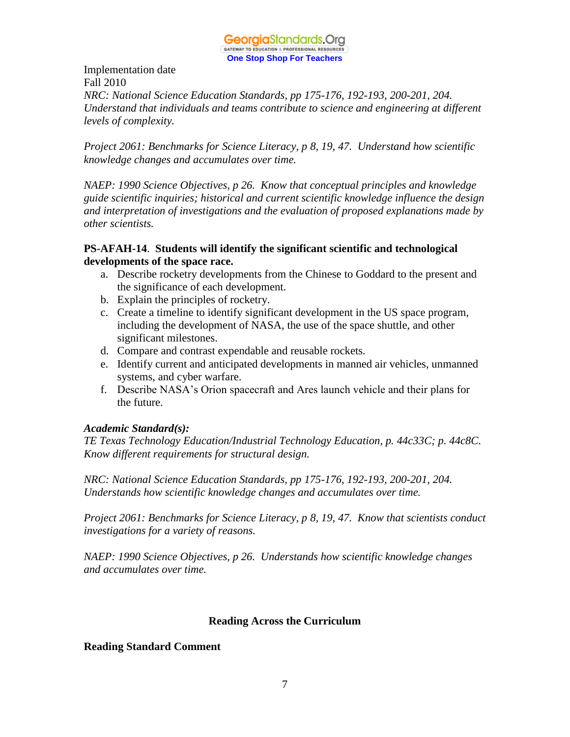Implementation date
Fall 2010

*NRC: National Science Education Standards, pp 175-176, 192-193, 200-201, 204. Understand that individuals and teams contribute to science and engineering at different levels of complexity.*

*Project 2061: Benchmarks for Science Literacy, p 8, 19, 47. Understand how scientific knowledge changes and accumulates over time.*

*NAEP: 1990 Science Objectives, p 26. Know that conceptual principles and knowledge guide scientific inquiries; historical and current scientific knowledge influence the design and interpretation of investigations and the evaluation of proposed explanations made by other scientists.*

**PS-AFAH-14**. **Students will identify the significant scientific and technological developments of the space race.**

a. Describe rocketry developments from the Chinese to Goddard to the present and the significance of each development.
b. Explain the principles of rocketry.
c. Create a timeline to identify significant development in the US space program, including the development of NASA, the use of the space shuttle, and other significant milestones.
d. Compare and contrast expendable and reusable rockets.
e. Identify current and anticipated developments in manned air vehicles, unmanned systems, and cyber warfare.
f. Describe NASA's Orion spacecraft and Ares launch vehicle and their plans for the future.

***Academic Standard(s):***

*TE Texas Technology Education/Industrial Technology Education, p. 44c33C; p. 44c8C. Know different requirements for structural design.*

*NRC: National Science Education Standards, pp 175-176, 192-193, 200-201, 204. Understands how scientific knowledge changes and accumulates over time.*

*Project 2061: Benchmarks for Science Literacy, p 8, 19, 47. Know that scientists conduct investigations for a variety of reasons.*

*NAEP: 1990 Science Objectives, p 26. Understands how scientific knowledge changes and accumulates over time.*

**Reading Across the Curriculum**

**Reading Standard Comment**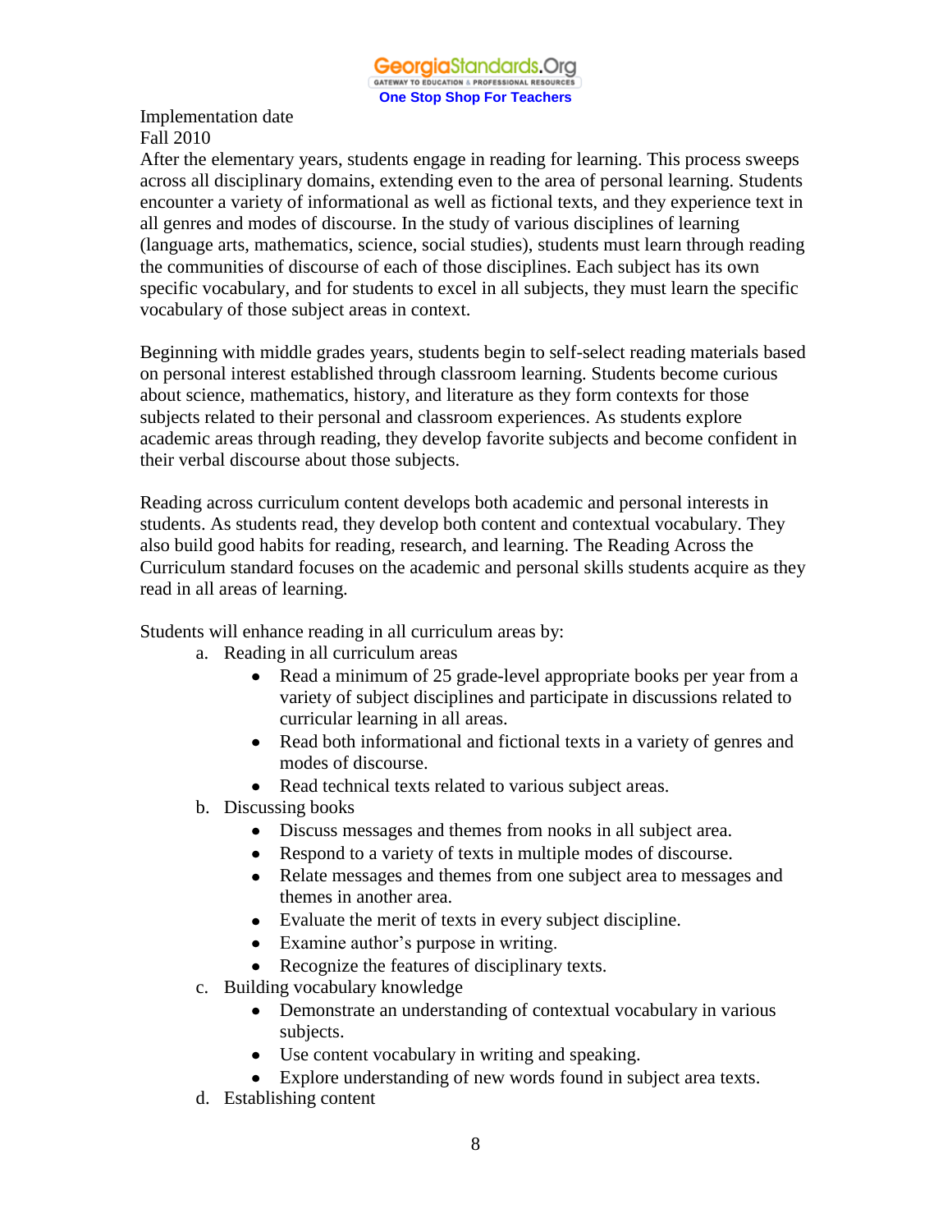Implementation date
Fall 2010

After the elementary years, students engage in reading for learning. This process sweeps across all disciplinary domains, extending even to the area of personal learning. Students encounter a variety of informational as well as fictional texts, and they experience text in all genres and modes of discourse. In the study of various disciplines of learning (language arts, mathematics, science, social studies), students must learn through reading the communities of discourse of each of those disciplines. Each subject has its own specific vocabulary, and for students to excel in all subjects, they must learn the specific vocabulary of those subject areas in context.

Beginning with middle grades years, students begin to self-select reading materials based on personal interest established through classroom learning. Students become curious about science, mathematics, history, and literature as they form contexts for those subjects related to their personal and classroom experiences. As students explore academic areas through reading, they develop favorite subjects and become confident in their verbal discourse about those subjects.

Reading across curriculum content develops both academic and personal interests in students. As students read, they develop both content and contextual vocabulary. They also build good habits for reading, research, and learning. The Reading Across the Curriculum standard focuses on the academic and personal skills students acquire as they read in all areas of learning.

Students will enhance reading in all curriculum areas by:

a. Reading in all curriculum areas
   - Read a minimum of 25 grade-level appropriate books per year from a variety of subject disciplines and participate in discussions related to curricular learning in all areas.
   - Read both informational and fictional texts in a variety of genres and modes of discourse.
   - Read technical texts related to various subject areas.

b. Discussing books
   - Discuss messages and themes from nooks in all subject area.
   - Respond to a variety of texts in multiple modes of discourse.
   - Relate messages and themes from one subject area to messages and themes in another area.
   - Evaluate the merit of texts in every subject discipline.
   - Examine author's purpose in writing.
   - Recognize the features of disciplinary texts.

c. Building vocabulary knowledge
   - Demonstrate an understanding of contextual vocabulary in various subjects.
   - Use content vocabulary in writing and speaking.
   - Explore understanding of new words found in subject area texts.

d. Establishing content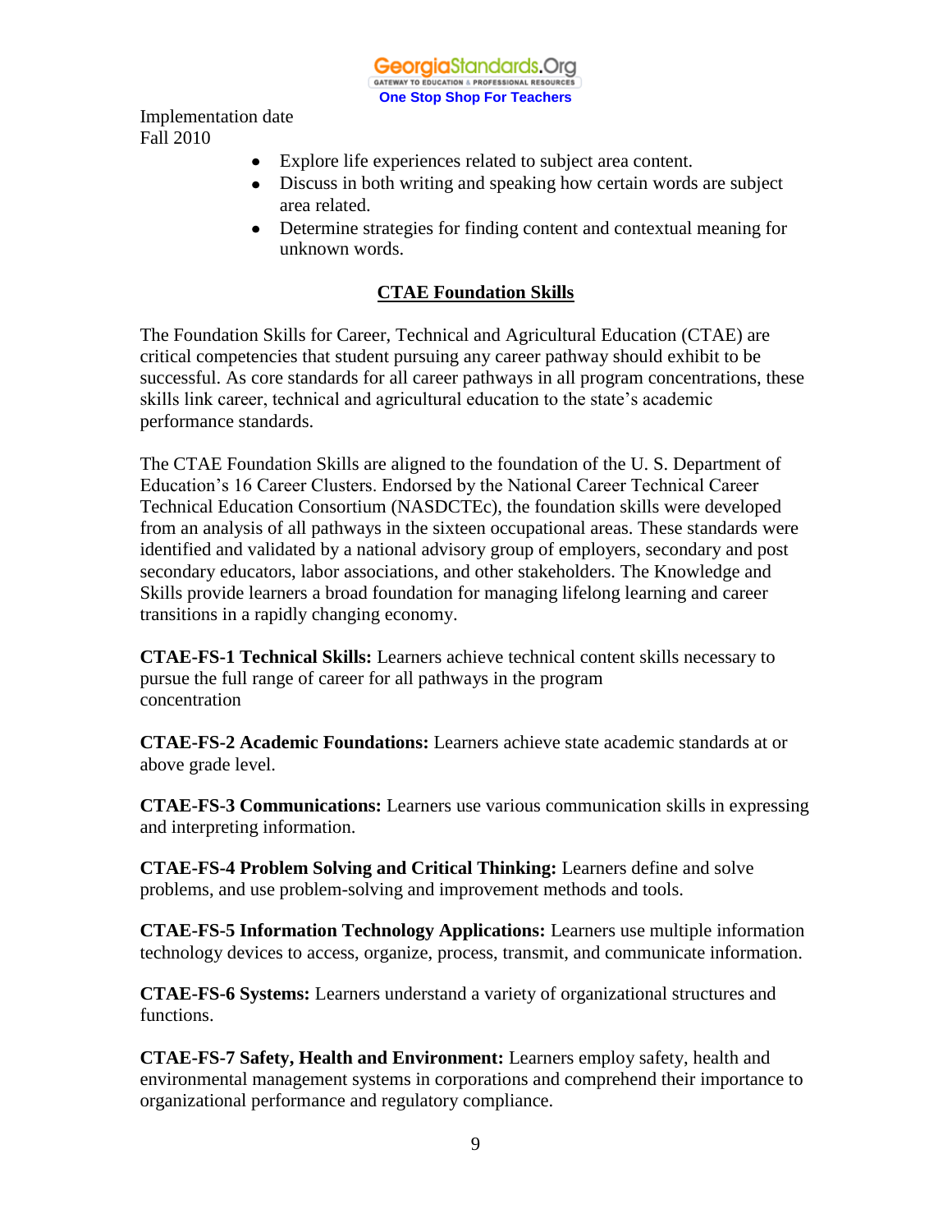Implementation date
Fall 2010

- Explore life experiences related to subject area content.
- Discuss in both writing and speaking how certain words are subject area related.
- Determine strategies for finding content and contextual meaning for unknown words.

## CTAE Foundation Skills

The Foundation Skills for Career, Technical and Agricultural Education (CTAE) are critical competencies that student pursuing any career pathway should exhibit to be successful. As core standards for all career pathways in all program concentrations, these skills link career, technical and agricultural education to the state's academic performance standards.

The CTAE Foundation Skills are aligned to the foundation of the U. S. Department of Education's 16 Career Clusters. Endorsed by the National Career Technical Career Technical Education Consortium (NASDCTEc), the foundation skills were developed from an analysis of all pathways in the sixteen occupational areas. These standards were identified and validated by a national advisory group of employers, secondary and post secondary educators, labor associations, and other stakeholders. The Knowledge and Skills provide learners a broad foundation for managing lifelong learning and career transitions in a rapidly changing economy.

**CTAE-FS-1 Technical Skills:** Learners achieve technical content skills necessary to pursue the full range of career for all pathways in the program concentration

**CTAE-FS-2 Academic Foundations:** Learners achieve state academic standards at or above grade level.

**CTAE-FS-3 Communications:** Learners use various communication skills in expressing and interpreting information.

**CTAE-FS-4 Problem Solving and Critical Thinking:** Learners define and solve problems, and use problem-solving and improvement methods and tools.

**CTAE-FS-5 Information Technology Applications:** Learners use multiple information technology devices to access, organize, process, transmit, and communicate information.

**CTAE-FS-6 Systems:** Learners understand a variety of organizational structures and functions.

**CTAE-FS-7 Safety, Health and Environment:** Learners employ safety, health and environmental management systems in corporations and comprehend their importance to organizational performance and regulatory compliance.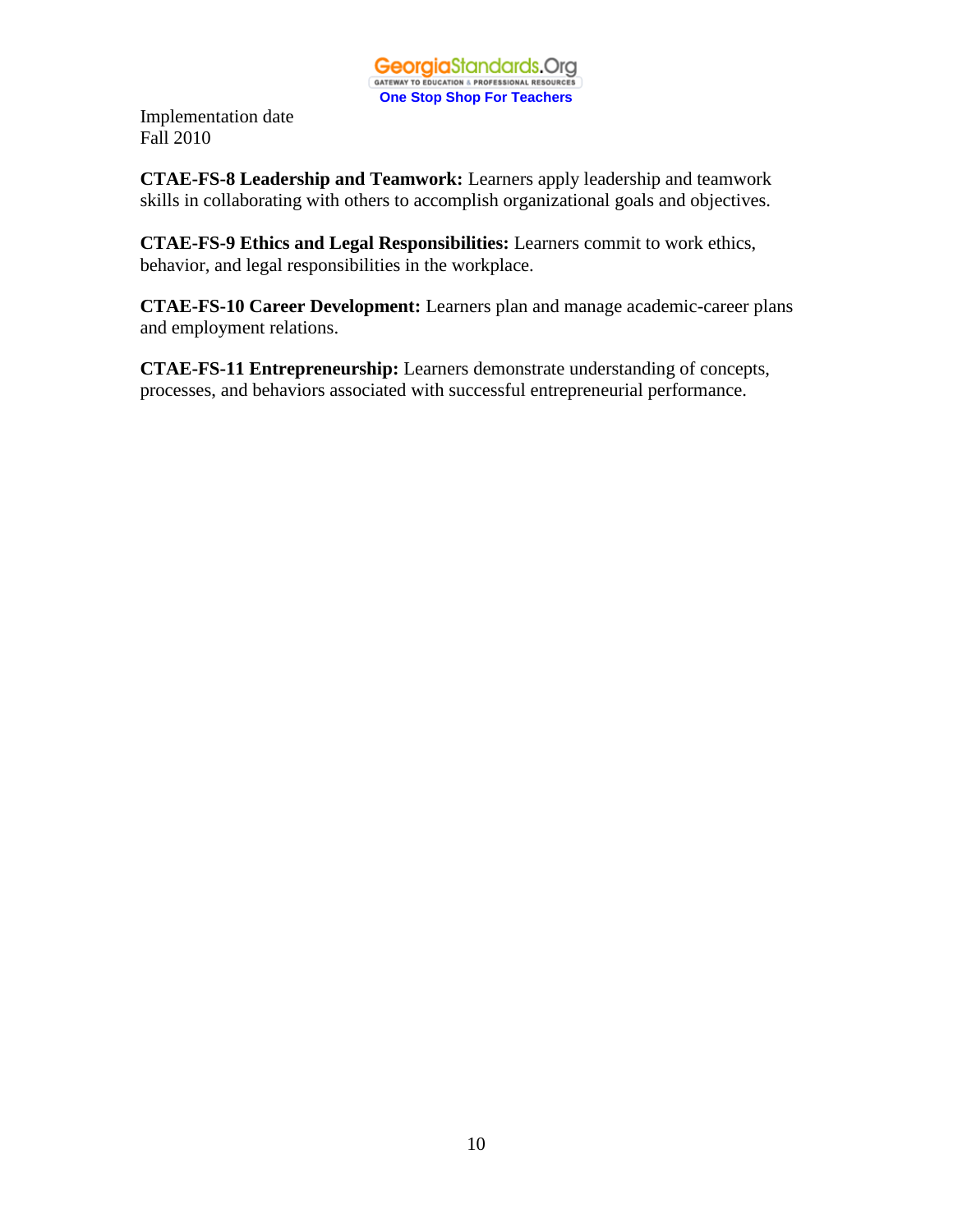Implementation date
Fall 2010

**CTAE-FS-8 Leadership and Teamwork:** Learners apply leadership and teamwork skills in collaborating with others to accomplish organizational goals and objectives.

**CTAE-FS-9 Ethics and Legal Responsibilities:** Learners commit to work ethics, behavior, and legal responsibilities in the workplace.

**CTAE-FS-10 Career Development:** Learners plan and manage academic-career plans and employment relations.

**CTAE-FS-11 Entrepreneurship:** Learners demonstrate understanding of concepts, processes, and behaviors associated with successful entrepreneurial performance.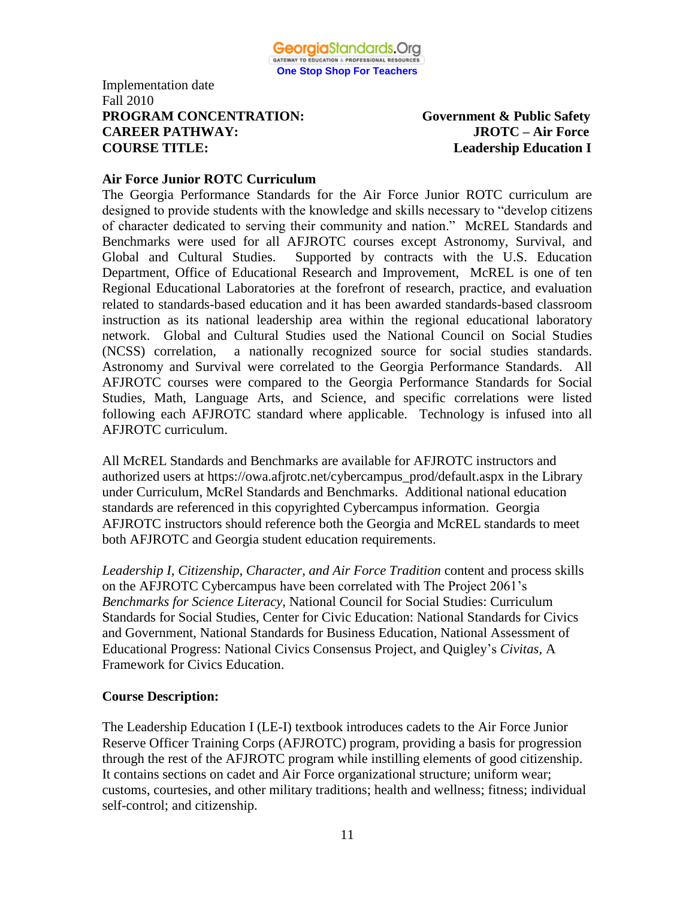Implementation date
Fall 2010

**PROGRAM CONCENTRATION:** **Government & Public Safety**
**CAREER PATHWAY:** **JROTC – Air Force**
**COURSE TITLE:** **Leadership Education I**

**Air Force Junior ROTC Curriculum**

The Georgia Performance Standards for the Air Force Junior ROTC curriculum are designed to provide students with the knowledge and skills necessary to "develop citizens of character dedicated to serving their community and nation." McREL Standards and Benchmarks were used for all AFJROTC courses except Astronomy, Survival, and Global and Cultural Studies. Supported by contracts with the U.S. Education Department, Office of Educational Research and Improvement, McREL is one of ten Regional Educational Laboratories at the forefront of research, practice, and evaluation related to standards-based education and it has been awarded standards-based classroom instruction as its national leadership area within the regional educational laboratory network. Global and Cultural Studies used the National Council on Social Studies (NCSS) correlation, a nationally recognized source for social studies standards. Astronomy and Survival were correlated to the Georgia Performance Standards. All AFJROTC courses were compared to the Georgia Performance Standards for Social Studies, Math, Language Arts, and Science, and specific correlations were listed following each AFJROTC standard where applicable. Technology is infused into all AFJROTC curriculum.

All McREL Standards and Benchmarks are available for AFJROTC instructors and authorized users at https://owa.afjrotc.net/cybercampus_prod/default.aspx in the Library under Curriculum, McRel Standards and Benchmarks. Additional national education standards are referenced in this copyrighted Cybercampus information. Georgia AFJROTC instructors should reference both the Georgia and McREL standards to meet both AFJROTC and Georgia student education requirements.

*Leadership I, Citizenship, Character, and Air Force Tradition* content and process skills on the AFJROTC Cybercampus have been correlated with The Project 2061's *Benchmarks for Science Literacy*, National Council for Social Studies: Curriculum Standards for Social Studies, Center for Civic Education: National Standards for Civics and Government, National Standards for Business Education, National Assessment of Educational Progress: National Civics Consensus Project, and Quigley's *Civitas*, A Framework for Civics Education.

**Course Description:**

The Leadership Education I (LE-I) textbook introduces cadets to the Air Force Junior Reserve Officer Training Corps (AFJROTC) program, providing a basis for progression through the rest of the AFJROTC program while instilling elements of good citizenship. It contains sections on cadet and Air Force organizational structure; uniform wear; customs, courtesies, and other military traditions; health and wellness; fitness; individual self-control; and citizenship.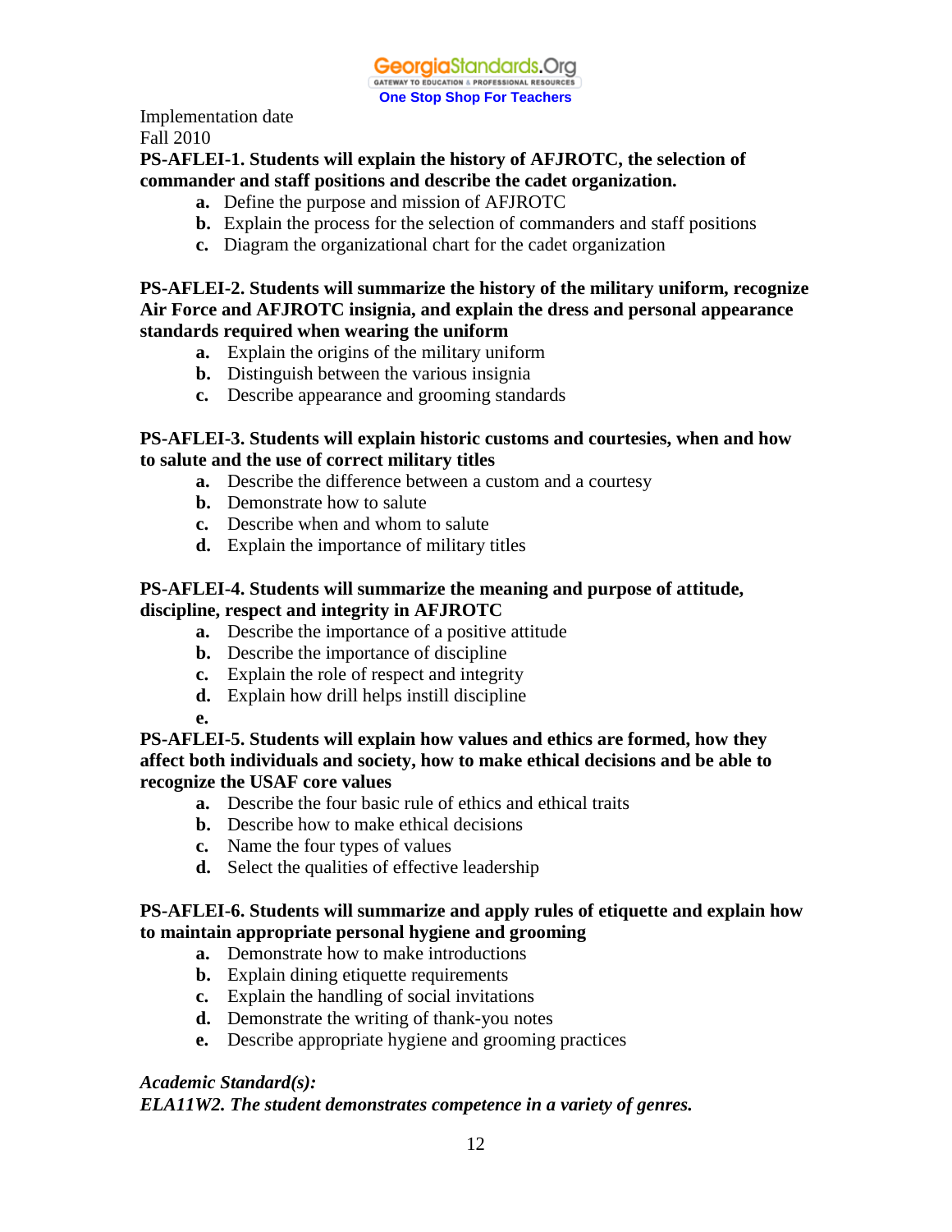Implementation date
Fall 2010

**PS-AFLEI-1. Students will explain the history of AFJROTC, the selection of commander and staff positions and describe the cadet organization.**

- **a.** Define the purpose and mission of AFJROTC
- **b.** Explain the process for the selection of commanders and staff positions
- **c.** Diagram the organizational chart for the cadet organization

**PS-AFLEI-2. Students will summarize the history of the military uniform, recognize Air Force and AFJROTC insignia, and explain the dress and personal appearance standards required when wearing the uniform**

- **a.** Explain the origins of the military uniform
- **b.** Distinguish between the various insignia
- **c.** Describe appearance and grooming standards

**PS-AFLEI-3. Students will explain historic customs and courtesies, when and how to salute and the use of correct military titles**

- **a.** Describe the difference between a custom and a courtesy
- **b.** Demonstrate how to salute
- **c.** Describe when and whom to salute
- **d.** Explain the importance of military titles

**PS-AFLEI-4. Students will summarize the meaning and purpose of attitude, discipline, respect and integrity in AFJROTC**

- **a.** Describe the importance of a positive attitude
- **b.** Describe the importance of discipline
- **c.** Explain the role of respect and integrity
- **d.** Explain how drill helps instill discipline
- **e.**

**PS-AFLEI-5. Students will explain how values and ethics are formed, how they affect both individuals and society, how to make ethical decisions and be able to recognize the USAF core values**

- **a.** Describe the four basic rule of ethics and ethical traits
- **b.** Describe how to make ethical decisions
- **c.** Name the four types of values
- **d.** Select the qualities of effective leadership

**PS-AFLEI-6. Students will summarize and apply rules of etiquette and explain how to maintain appropriate personal hygiene and grooming**

- **a.** Demonstrate how to make introductions
- **b.** Explain dining etiquette requirements
- **c.** Explain the handling of social invitations
- **d.** Demonstrate the writing of thank-you notes
- **e.** Describe appropriate hygiene and grooming practices

*Academic Standard(s):*

***ELA11W2. The student demonstrates competence in a variety of genres.***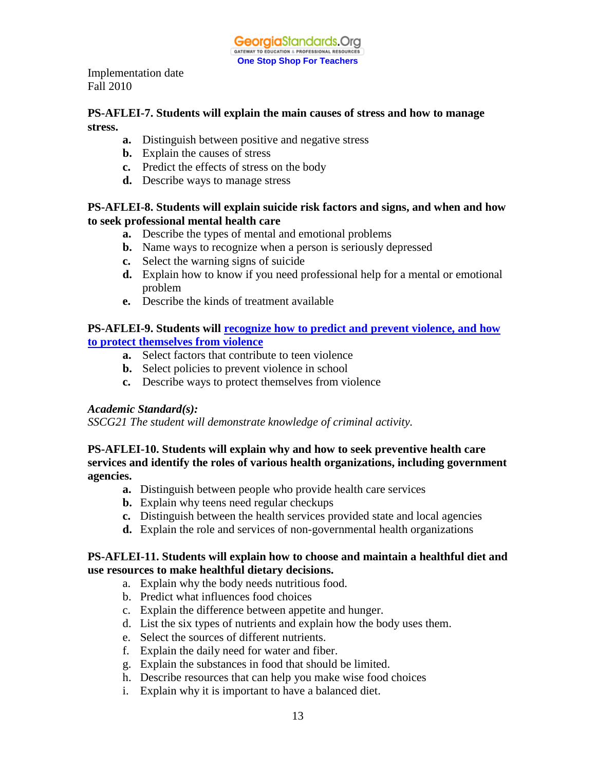Implementation date
Fall 2010

**PS-AFLEI-7. Students will explain the main causes of stress and how to manage stress.**

- **a.** Distinguish between positive and negative stress
- **b.** Explain the causes of stress
- **c.** Predict the effects of stress on the body
- **d.** Describe ways to manage stress

**PS-AFLEI-8. Students will explain suicide risk factors and signs, and when and how to seek professional mental health care**

- **a.** Describe the types of mental and emotional problems
- **b.** Name ways to recognize when a person is seriously depressed
- **c.** Select the warning signs of suicide
- **d.** Explain how to know if you need professional help for a mental or emotional problem
- **e.** Describe the kinds of treatment available

**PS-AFLEI-9. Students will recognize how to predict and prevent violence, and how to protect themselves from violence**

- **a.** Select factors that contribute to teen violence
- **b.** Select policies to prevent violence in school
- **c.** Describe ways to protect themselves from violence

*Academic Standard(s):*
*SSCG21 The student will demonstrate knowledge of criminal activity.*

**PS-AFLEI-10. Students will explain why and how to seek preventive health care services and identify the roles of various health organizations, including government agencies.**

- **a.** Distinguish between people who provide health care services
- **b.** Explain why teens need regular checkups
- **c.** Distinguish between the health services provided state and local agencies
- **d.** Explain the role and services of non-governmental health organizations

**PS-AFLEI-11. Students will explain how to choose and maintain a healthful diet and use resources to make healthful dietary decisions.**

- a. Explain why the body needs nutritious food.
- b. Predict what influences food choices
- c. Explain the difference between appetite and hunger.
- d. List the six types of nutrients and explain how the body uses them.
- e. Select the sources of different nutrients.
- f. Explain the daily need for water and fiber.
- g. Explain the substances in food that should be limited.
- h. Describe resources that can help you make wise food choices
- i. Explain why it is important to have a balanced diet.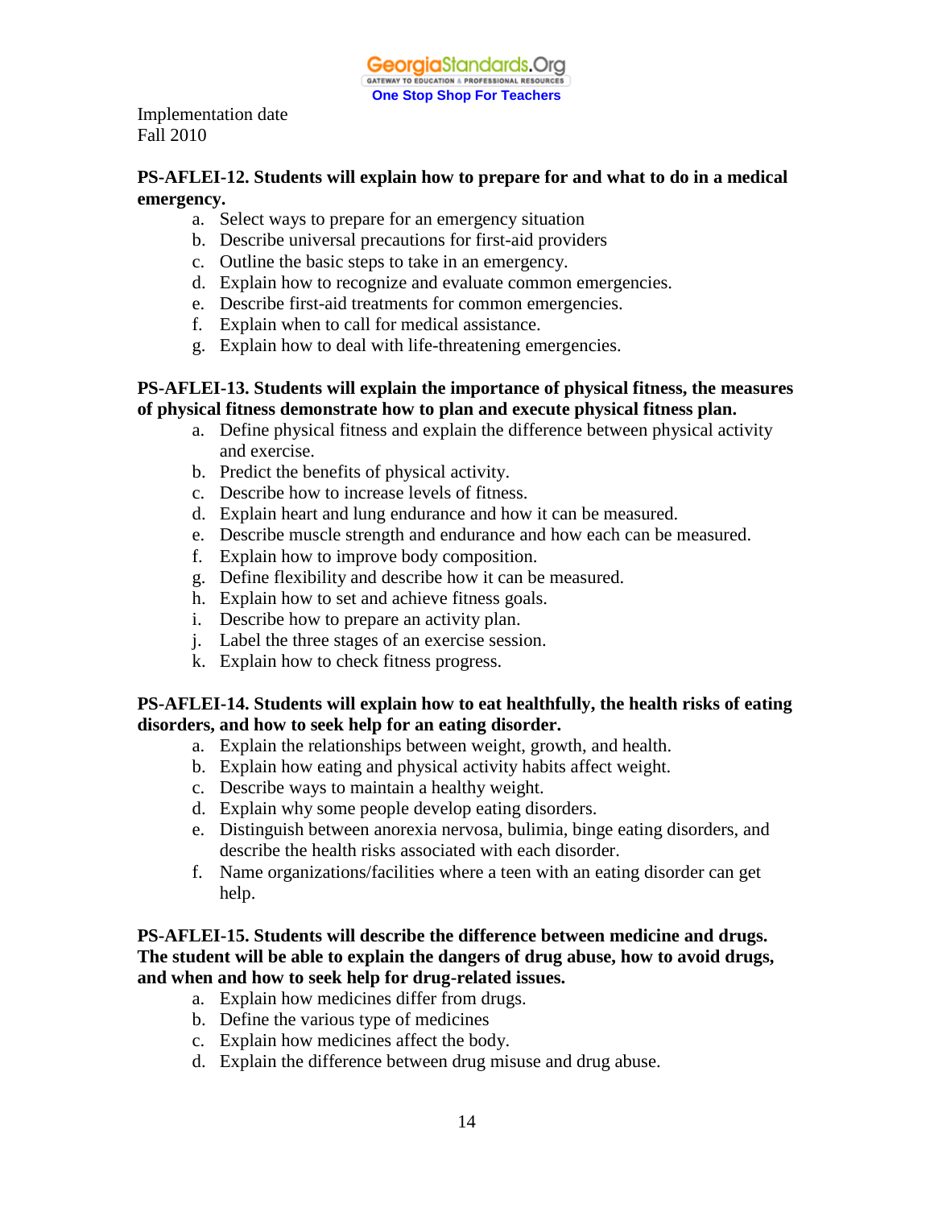Implementation date
Fall 2010

**PS-AFLEI-12. Students will explain how to prepare for and what to do in a medical emergency.**

a. Select ways to prepare for an emergency situation
b. Describe universal precautions for first-aid providers
c. Outline the basic steps to take in an emergency.
d. Explain how to recognize and evaluate common emergencies.
e. Describe first-aid treatments for common emergencies.
f. Explain when to call for medical assistance.
g. Explain how to deal with life-threatening emergencies.

**PS-AFLEI-13. Students will explain the importance of physical fitness, the measures of physical fitness demonstrate how to plan and execute physical fitness plan.**

a. Define physical fitness and explain the difference between physical activity and exercise.
b. Predict the benefits of physical activity.
c. Describe how to increase levels of fitness.
d. Explain heart and lung endurance and how it can be measured.
e. Describe muscle strength and endurance and how each can be measured.
f. Explain how to improve body composition.
g. Define flexibility and describe how it can be measured.
h. Explain how to set and achieve fitness goals.
i. Describe how to prepare an activity plan.
j. Label the three stages of an exercise session.
k. Explain how to check fitness progress.

**PS-AFLEI-14. Students will explain how to eat healthfully, the health risks of eating disorders, and how to seek help for an eating disorder.**

a. Explain the relationships between weight, growth, and health.
b. Explain how eating and physical activity habits affect weight.
c. Describe ways to maintain a healthy weight.
d. Explain why some people develop eating disorders.
e. Distinguish between anorexia nervosa, bulimia, binge eating disorders, and describe the health risks associated with each disorder.
f. Name organizations/facilities where a teen with an eating disorder can get help.

**PS-AFLEI-15. Students will describe the difference between medicine and drugs. The student will be able to explain the dangers of drug abuse, how to avoid drugs, and when and how to seek help for drug-related issues.**

a. Explain how medicines differ from drugs.
b. Define the various type of medicines
c. Explain how medicines affect the body.
d. Explain the difference between drug misuse and drug abuse.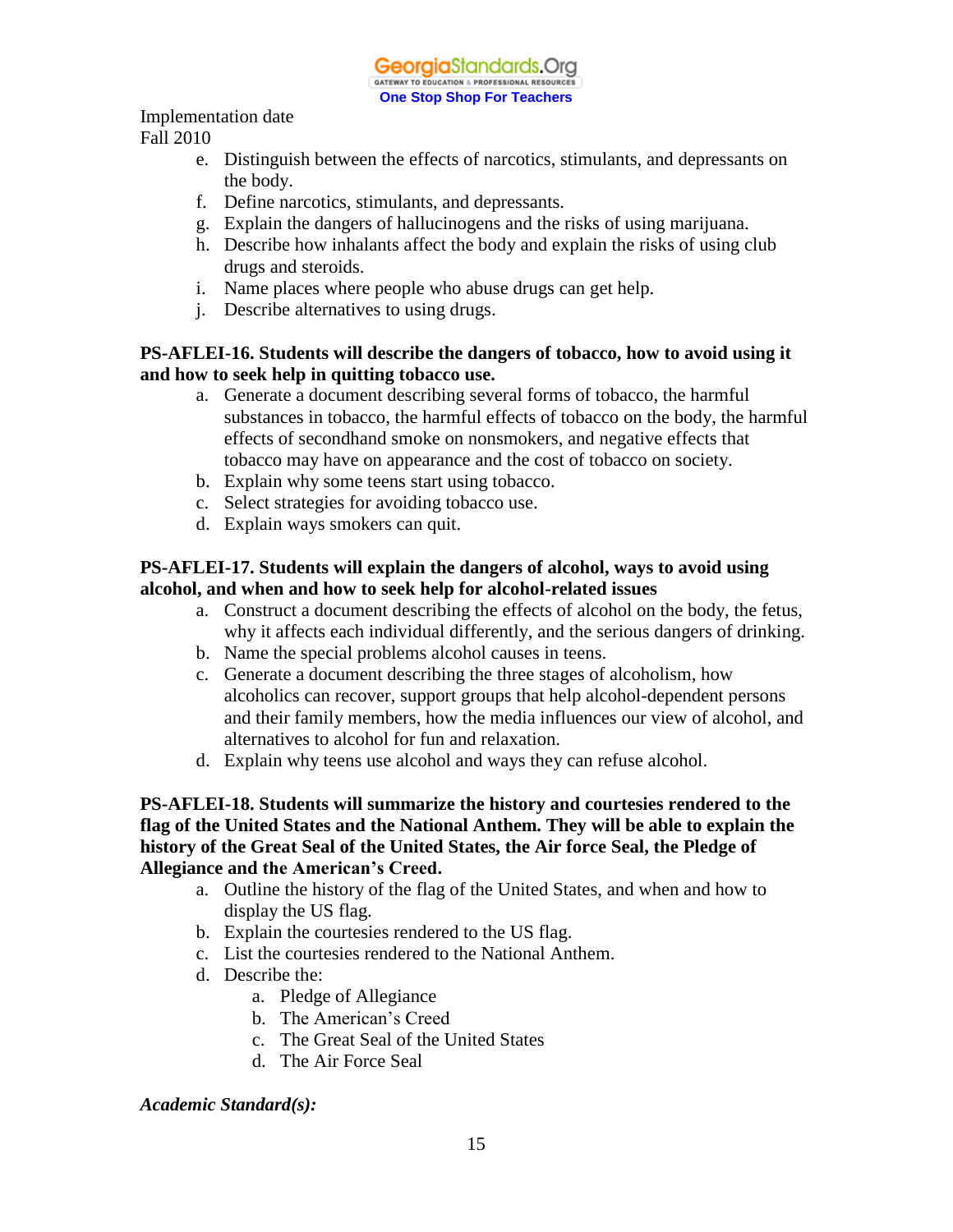Implementation date
Fall 2010

e. Distinguish between the effects of narcotics, stimulants, and depressants on the body.
f. Define narcotics, stimulants, and depressants.
g. Explain the dangers of hallucinogens and the risks of using marijuana.
h. Describe how inhalants affect the body and explain the risks of using club drugs and steroids.
i. Name places where people who abuse drugs can get help.
j. Describe alternatives to using drugs.

**PS-AFLEI-16. Students will describe the dangers of tobacco, how to avoid using it and how to seek help in quitting tobacco use.**

a. Generate a document describing several forms of tobacco, the harmful substances in tobacco, the harmful effects of tobacco on the body, the harmful effects of secondhand smoke on nonsmokers, and negative effects that tobacco may have on appearance and the cost of tobacco on society.
b. Explain why some teens start using tobacco.
c. Select strategies for avoiding tobacco use.
d. Explain ways smokers can quit.

**PS-AFLEI-17. Students will explain the dangers of alcohol, ways to avoid using alcohol, and when and how to seek help for alcohol-related issues**

a. Construct a document describing the effects of alcohol on the body, the fetus, why it affects each individual differently, and the serious dangers of drinking.
b. Name the special problems alcohol causes in teens.
c. Generate a document describing the three stages of alcoholism, how alcoholics can recover, support groups that help alcohol-dependent persons and their family members, how the media influences our view of alcohol, and alternatives to alcohol for fun and relaxation.
d. Explain why teens use alcohol and ways they can refuse alcohol.

**PS-AFLEI-18. Students will summarize the history and courtesies rendered to the flag of the United States and the National Anthem. They will be able to explain the history of the Great Seal of the United States, the Air force Seal, the Pledge of Allegiance and the American's Creed.**

a. Outline the history of the flag of the United States, and when and how to display the US flag.
b. Explain the courtesies rendered to the US flag.
c. List the courtesies rendered to the National Anthem.
d. Describe the:
    a. Pledge of Allegiance
    b. The American's Creed
    c. The Great Seal of the United States
    d. The Air Force Seal

***Academic Standard(s):***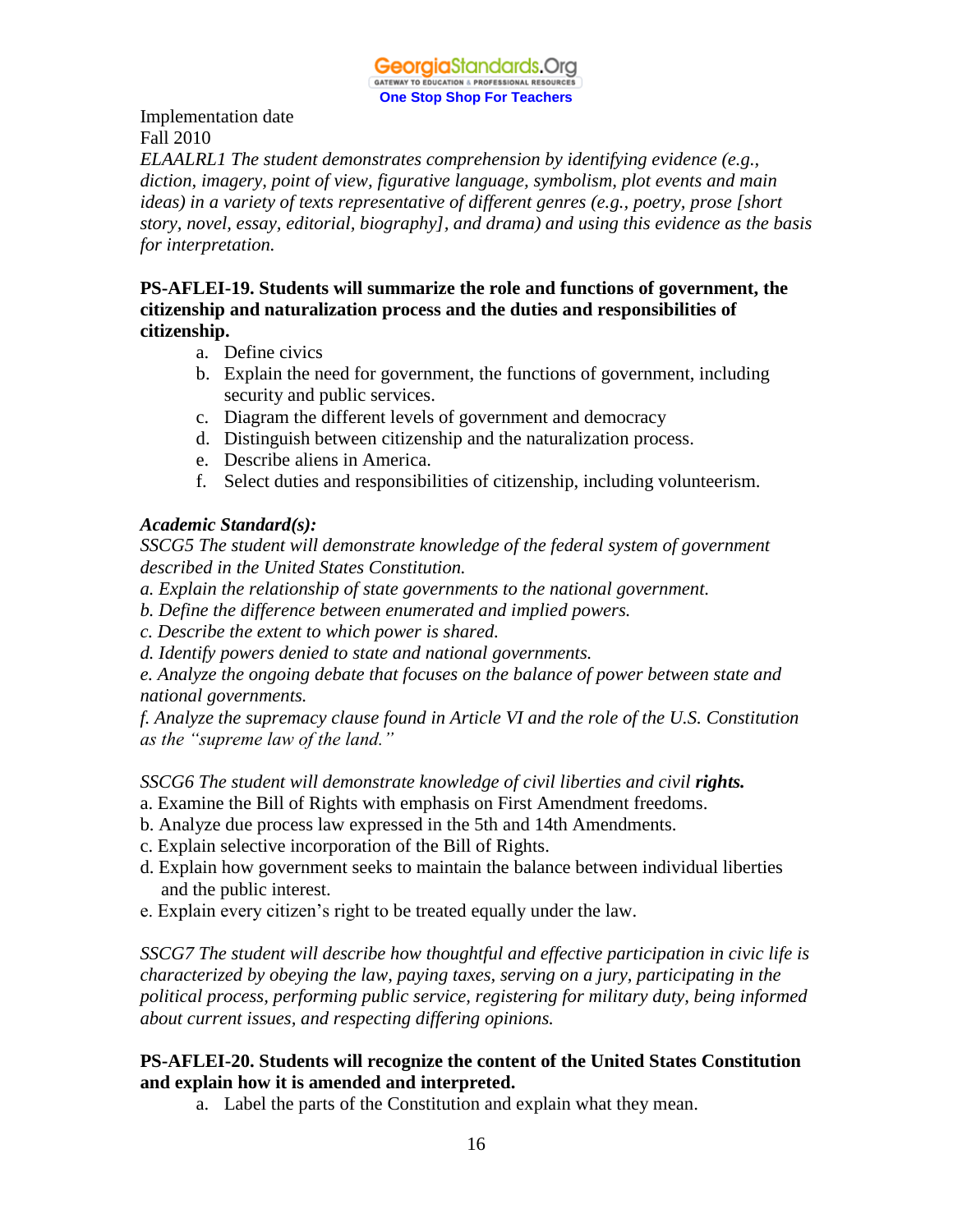Implementation date
Fall 2010

*ELAALRL1 The student demonstrates comprehension by identifying evidence (e.g., diction, imagery, point of view, figurative language, symbolism, plot events and main ideas) in a variety of texts representative of different genres (e.g., poetry, prose [short story, novel, essay, editorial, biography], and drama) and using this evidence as the basis for interpretation.*

**PS-AFLEI-19. Students will summarize the role and functions of government, the citizenship and naturalization process and the duties and responsibilities of citizenship.**

a. Define civics
b. Explain the need for government, the functions of government, including security and public services.
c. Diagram the different levels of government and democracy
d. Distinguish between citizenship and the naturalization process.
e. Describe aliens in America.
f. Select duties and responsibilities of citizenship, including volunteerism.

***Academic Standard(s):***

*SSCG5 The student will demonstrate knowledge of the federal system of government described in the United States Constitution.*

*a. Explain the relationship of state governments to the national government.*
*b. Define the difference between enumerated and implied powers.*
*c. Describe the extent to which power is shared.*
*d. Identify powers denied to state and national governments.*
*e. Analyze the ongoing debate that focuses on the balance of power between state and national governments.*
*f. Analyze the supremacy clause found in Article VI and the role of the U.S. Constitution as the "supreme law of the land."*

*SSCG6 The student will demonstrate knowledge of civil liberties and civil* ***rights.***

a. Examine the Bill of Rights with emphasis on First Amendment freedoms.
b. Analyze due process law expressed in the 5th and 14th Amendments.
c. Explain selective incorporation of the Bill of Rights.
d. Explain how government seeks to maintain the balance between individual liberties and the public interest.
e. Explain every citizen's right to be treated equally under the law.

*SSCG7 The student will describe how thoughtful and effective participation in civic life is characterized by obeying the law, paying taxes, serving on a jury, participating in the political process, performing public service, registering for military duty, being informed about current issues, and respecting differing opinions.*

**PS-AFLEI-20. Students will recognize the content of the United States Constitution and explain how it is amended and interpreted.**

a. Label the parts of the Constitution and explain what they mean.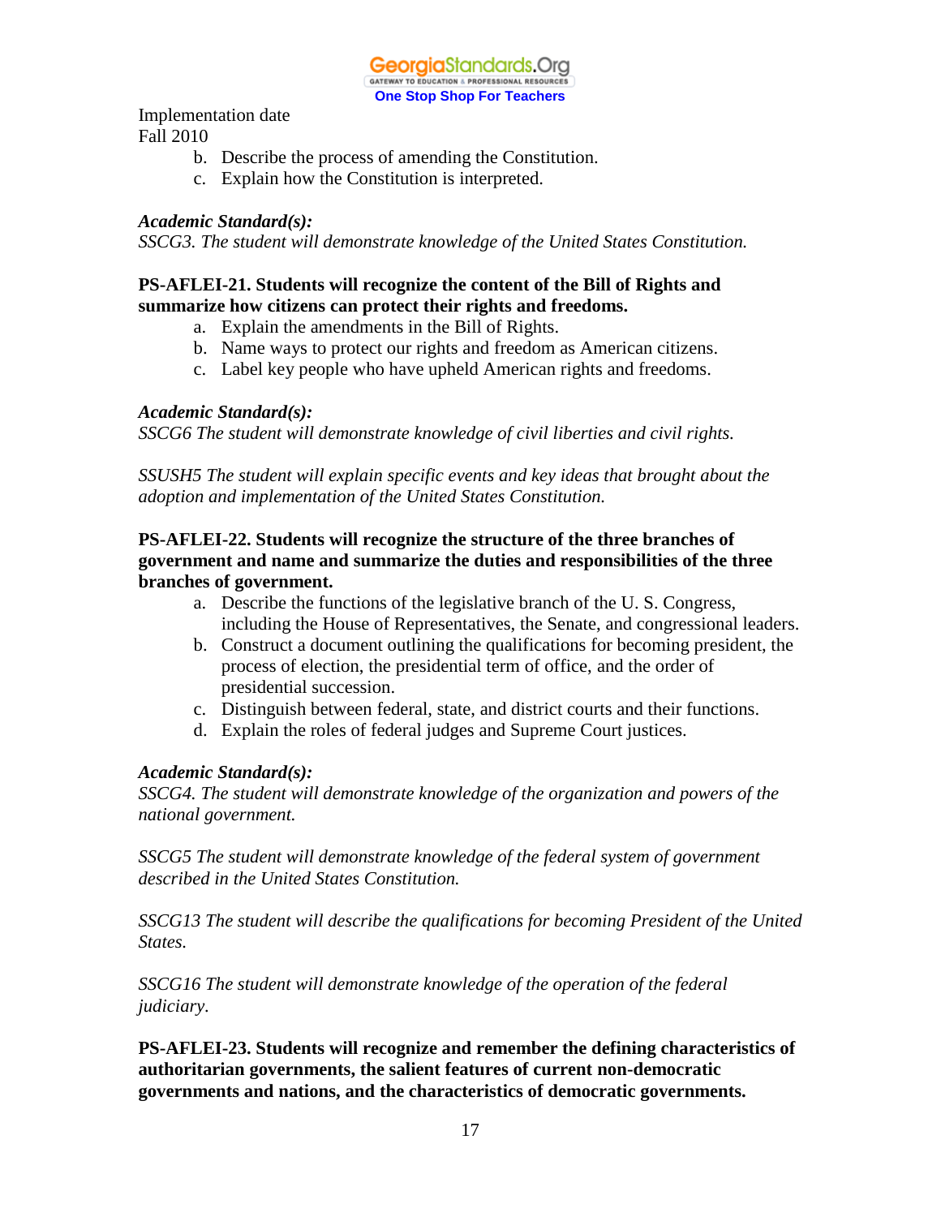Implementation date
Fall 2010

b. Describe the process of amending the Constitution.
c. Explain how the Constitution is interpreted.

***Academic Standard(s):***
*SSCG3. The student will demonstrate knowledge of the United States Constitution.*

**PS-AFLEI-21. Students will recognize the content of the Bill of Rights and summarize how citizens can protect their rights and freedoms.**

a. Explain the amendments in the Bill of Rights.
b. Name ways to protect our rights and freedom as American citizens.
c. Label key people who have upheld American rights and freedoms.

***Academic Standard(s):***
*SSCG6 The student will demonstrate knowledge of civil liberties and civil rights.*

*SSUSH5 The student will explain specific events and key ideas that brought about the adoption and implementation of the United States Constitution.*

**PS-AFLEI-22. Students will recognize the structure of the three branches of government and name and summarize the duties and responsibilities of the three branches of government.**

a. Describe the functions of the legislative branch of the U. S. Congress, including the House of Representatives, the Senate, and congressional leaders.
b. Construct a document outlining the qualifications for becoming president, the process of election, the presidential term of office, and the order of presidential succession.
c. Distinguish between federal, state, and district courts and their functions.
d. Explain the roles of federal judges and Supreme Court justices.

***Academic Standard(s):***
*SSCG4. The student will demonstrate knowledge of the organization and powers of the national government.*

*SSCG5 The student will demonstrate knowledge of the federal system of government described in the United States Constitution.*

*SSCG13 The student will describe the qualifications for becoming President of the United States.*

*SSCG16 The student will demonstrate knowledge of the operation of the federal judiciary.*

**PS-AFLEI-23. Students will recognize and remember the defining characteristics of authoritarian governments, the salient features of current non-democratic governments and nations, and the characteristics of democratic governments.**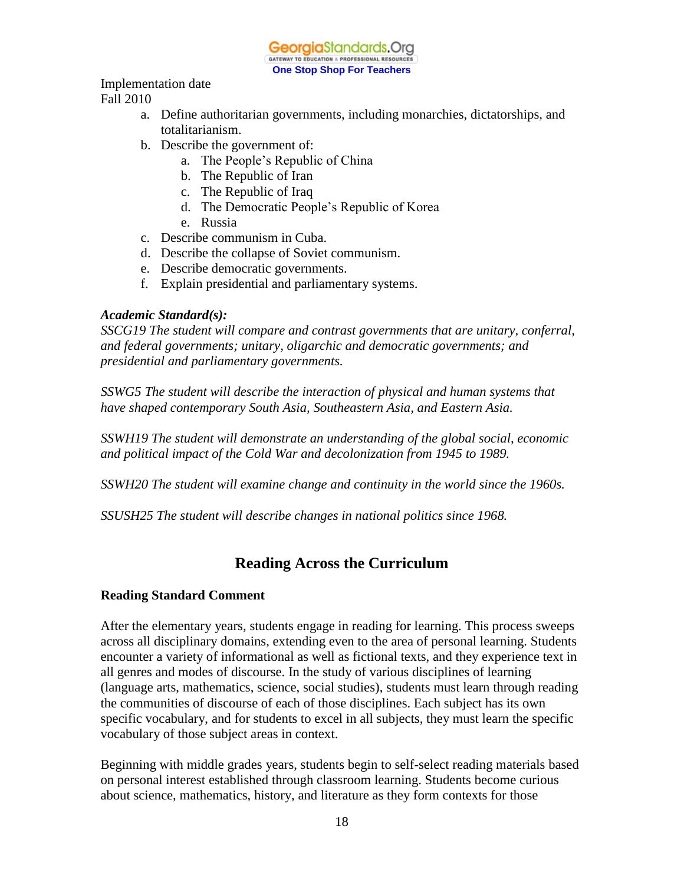Implementation date
Fall 2010

a. Define authoritarian governments, including monarchies, dictatorships, and totalitarianism.
b. Describe the government of:
    a. The People's Republic of China
    b. The Republic of Iran
    c. The Republic of Iraq
    d. The Democratic People's Republic of Korea
    e. Russia
c. Describe communism in Cuba.
d. Describe the collapse of Soviet communism.
e. Describe democratic governments.
f. Explain presidential and parliamentary systems.

***Academic Standard(s):***

*SSCG19 The student will compare and contrast governments that are unitary, conferral, and federal governments; unitary, oligarchic and democratic governments; and presidential and parliamentary governments.*

*SSWG5 The student will describe the interaction of physical and human systems that have shaped contemporary South Asia, Southeastern Asia, and Eastern Asia.*

*SSWH19 The student will demonstrate an understanding of the global social, economic and political impact of the Cold War and decolonization from 1945 to 1989.*

*SSWH20 The student will examine change and continuity in the world since the 1960s.*

*SSUSH25 The student will describe changes in national politics since 1968.*

## Reading Across the Curriculum

**Reading Standard Comment**

After the elementary years, students engage in reading for learning. This process sweeps across all disciplinary domains, extending even to the area of personal learning. Students encounter a variety of informational as well as fictional texts, and they experience text in all genres and modes of discourse. In the study of various disciplines of learning (language arts, mathematics, science, social studies), students must learn through reading the communities of discourse of each of those disciplines. Each subject has its own specific vocabulary, and for students to excel in all subjects, they must learn the specific vocabulary of those subject areas in context.

Beginning with middle grades years, students begin to self-select reading materials based on personal interest established through classroom learning. Students become curious about science, mathematics, history, and literature as they form contexts for those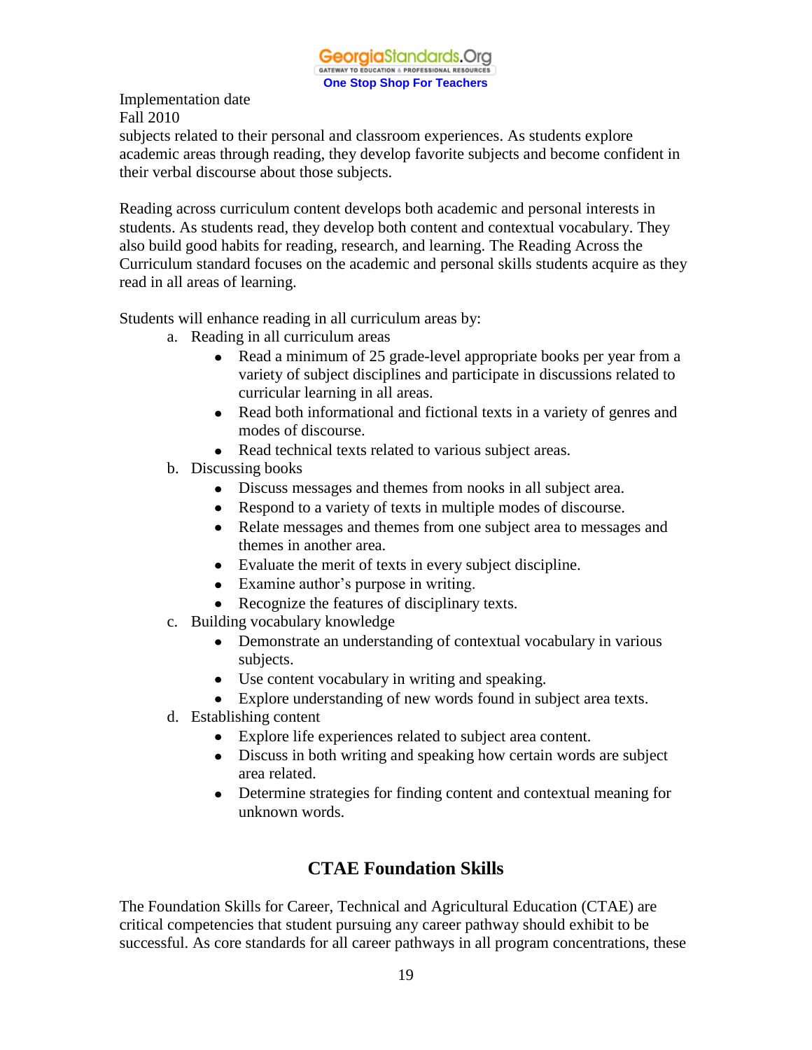Implementation date
Fall 2010

subjects related to their personal and classroom experiences. As students explore academic areas through reading, they develop favorite subjects and become confident in their verbal discourse about those subjects.

Reading across curriculum content develops both academic and personal interests in students. As students read, they develop both content and contextual vocabulary. They also build good habits for reading, research, and learning. The Reading Across the Curriculum standard focuses on the academic and personal skills students acquire as they read in all areas of learning.

Students will enhance reading in all curriculum areas by:

a. Reading in all curriculum areas
    - Read a minimum of 25 grade-level appropriate books per year from a variety of subject disciplines and participate in discussions related to curricular learning in all areas.
    - Read both informational and fictional texts in a variety of genres and modes of discourse.
    - Read technical texts related to various subject areas.
b. Discussing books
    - Discuss messages and themes from nooks in all subject area.
    - Respond to a variety of texts in multiple modes of discourse.
    - Relate messages and themes from one subject area to messages and themes in another area.
    - Evaluate the merit of texts in every subject discipline.
    - Examine author's purpose in writing.
    - Recognize the features of disciplinary texts.
c. Building vocabulary knowledge
    - Demonstrate an understanding of contextual vocabulary in various subjects.
    - Use content vocabulary in writing and speaking.
    - Explore understanding of new words found in subject area texts.
d. Establishing content
    - Explore life experiences related to subject area content.
    - Discuss in both writing and speaking how certain words are subject area related.
    - Determine strategies for finding content and contextual meaning for unknown words.

## CTAE Foundation Skills

The Foundation Skills for Career, Technical and Agricultural Education (CTAE) are critical competencies that student pursuing any career pathway should exhibit to be successful. As core standards for all career pathways in all program concentrations, these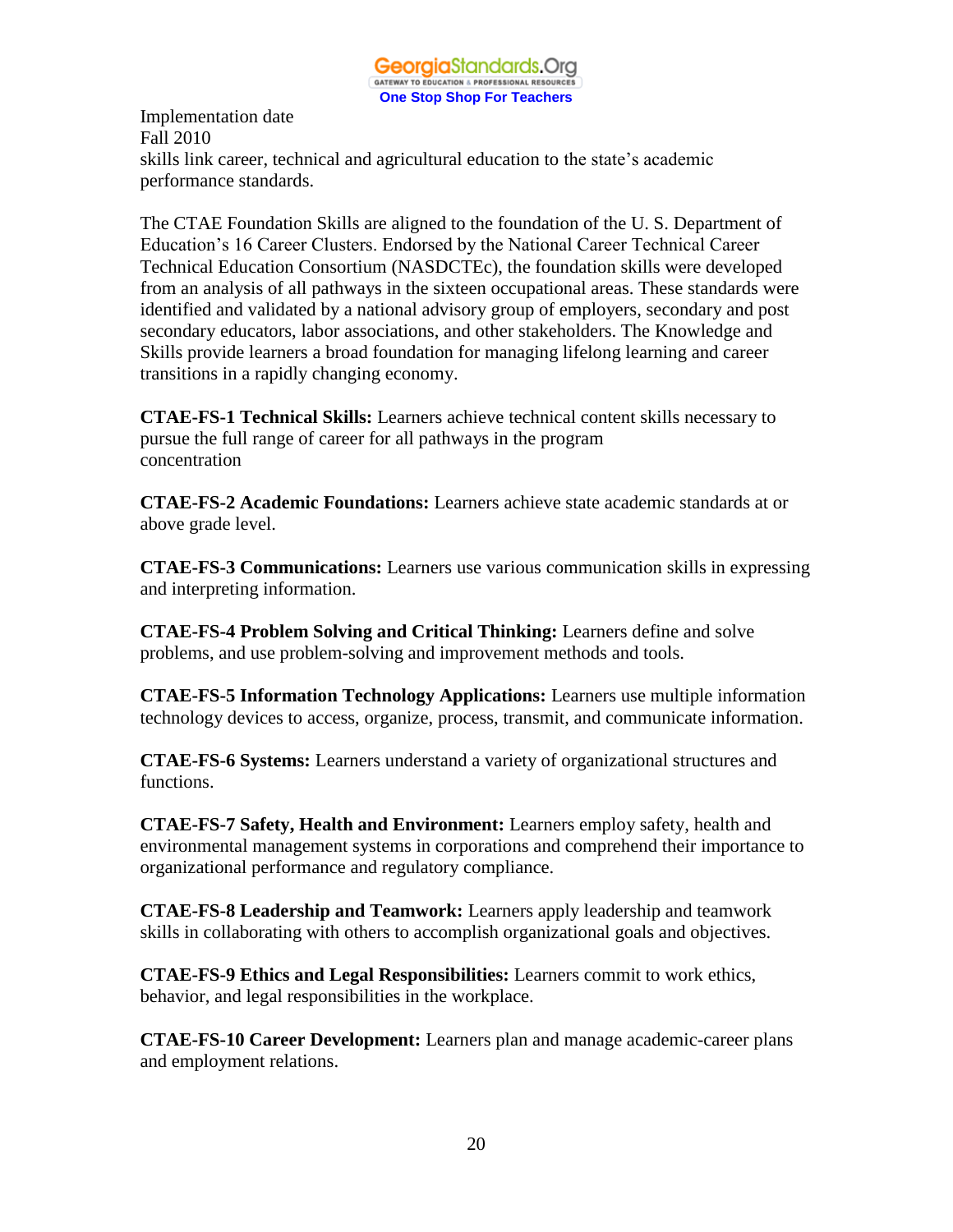Implementation date
Fall 2010
skills link career, technical and agricultural education to the state's academic performance standards.

The CTAE Foundation Skills are aligned to the foundation of the U. S. Department of Education's 16 Career Clusters. Endorsed by the National Career Technical Career Technical Education Consortium (NASDCTEc), the foundation skills were developed from an analysis of all pathways in the sixteen occupational areas. These standards were identified and validated by a national advisory group of employers, secondary and post secondary educators, labor associations, and other stakeholders. The Knowledge and Skills provide learners a broad foundation for managing lifelong learning and career transitions in a rapidly changing economy.

**CTAE-FS-1 Technical Skills:** Learners achieve technical content skills necessary to pursue the full range of career for all pathways in the program concentration

**CTAE-FS-2 Academic Foundations:** Learners achieve state academic standards at or above grade level.

**CTAE-FS-3 Communications:** Learners use various communication skills in expressing and interpreting information.

**CTAE-FS-4 Problem Solving and Critical Thinking:** Learners define and solve problems, and use problem-solving and improvement methods and tools.

**CTAE-FS-5 Information Technology Applications:** Learners use multiple information technology devices to access, organize, process, transmit, and communicate information.

**CTAE-FS-6 Systems:** Learners understand a variety of organizational structures and functions.

**CTAE-FS-7 Safety, Health and Environment:** Learners employ safety, health and environmental management systems in corporations and comprehend their importance to organizational performance and regulatory compliance.

**CTAE-FS-8 Leadership and Teamwork:** Learners apply leadership and teamwork skills in collaborating with others to accomplish organizational goals and objectives.

**CTAE-FS-9 Ethics and Legal Responsibilities:** Learners commit to work ethics, behavior, and legal responsibilities in the workplace.

**CTAE-FS-10 Career Development:** Learners plan and manage academic-career plans and employment relations.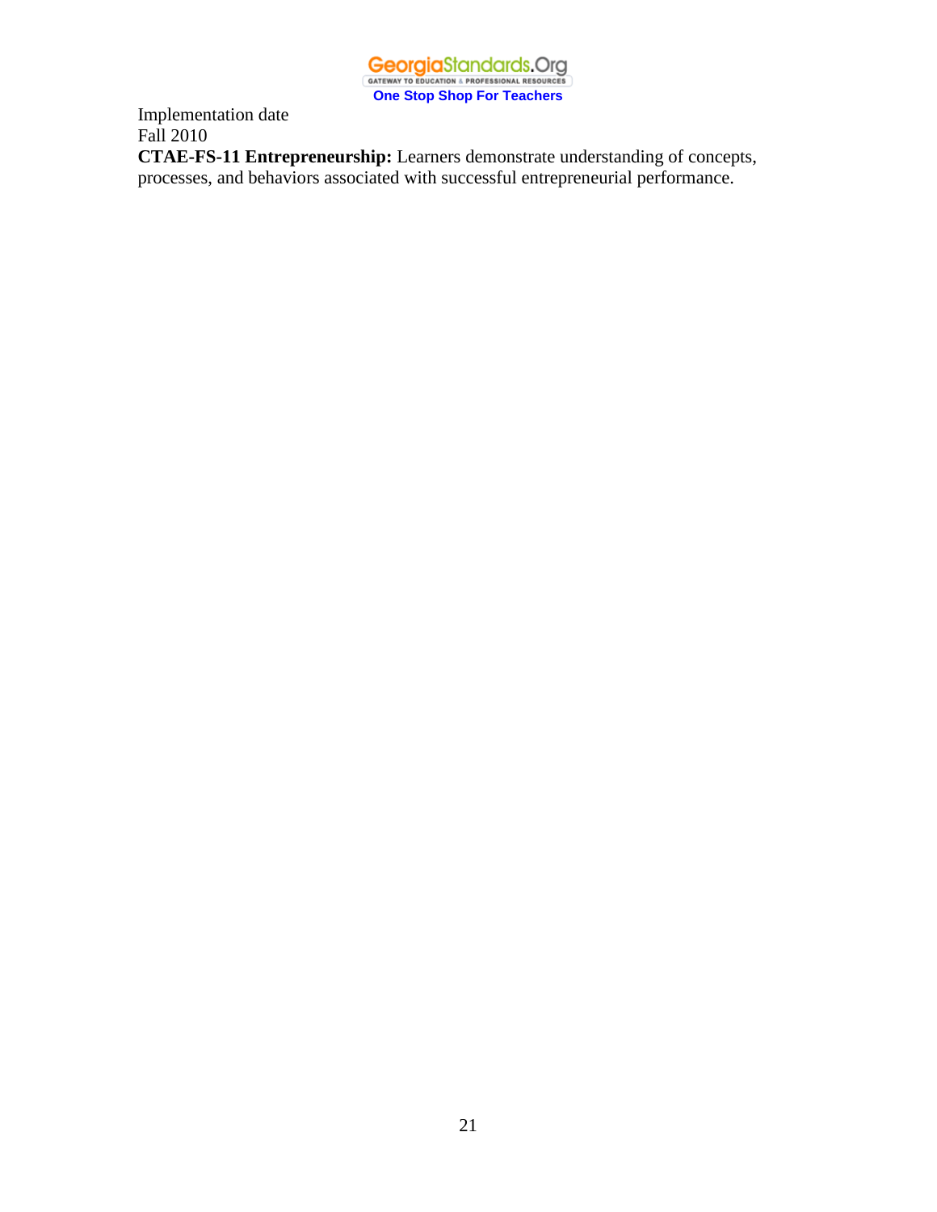Implementation date
Fall 2010

**CTAE-FS-11 Entrepreneurship:** Learners demonstrate understanding of concepts, processes, and behaviors associated with successful entrepreneurial performance.